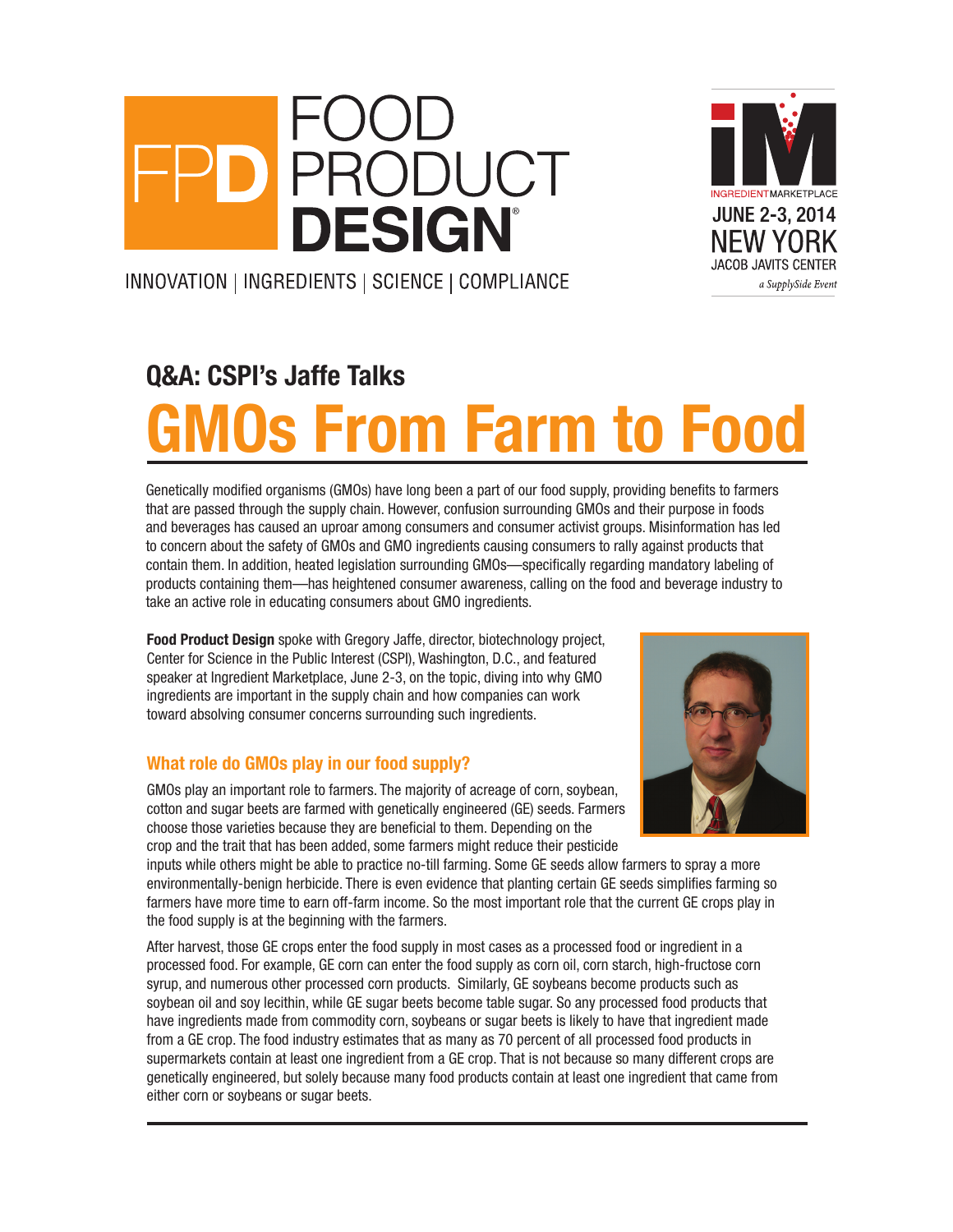# Q&A: CSPI's Jaffe Talks

# GMOs From Farm to Food

Genetically modified organisms (GMOs) have long been a part of our food supply, providing benefits to farmers that are passed through the supply chain. However, confusion surrounding GMOs and their purpose in foods and beverages has caused an uproar among consumers and consumer activist groups. Misinformation has led to concern about the safety of GMOs and GMO ingredients causing consumers to rally against products that contain them. In addition, heated legislation surrounding GMOs—specifically regarding mandatory labeling of products containing them—has heightened consumer awareness, calling on the food and beverage industry to take an active role in educating consumers about GMO ingredients.

**Food Product Design** spoke with Gregory Jaffe, director, biotechnology project, Center for Science in the Public Interest (CSPI), Washington, D.C., and featured speaker at Ingredient Marketplace, June 2-3, on the topic, diving into why GMO ingredients are important in the supply chain and how companies can work toward absolving consumer concerns surrounding such ingredients.

## What role do GMOs play in our food supply?

GMOs play an important role to farmers. The majority of acreage of corn, soybean, cotton and sugar beets are farmed with genetically engineered (GE) seeds. Farmers choose those varieties because they are beneficial to them. Depending on the crop and the trait that has been added, some farmers might reduce their pesticide inputs while others might be able to practice no-till farming. Some GE seeds allow farmers to spray a more environmentally-benign herbicide. There is even evidence that planting certain GE seeds simplifies farming so farmers have more time to earn off-farm income. So the most important role that the current GE crops play in the food supply is at the beginning with the farmers.

After harvest, those GE crops enter the food supply in most cases as a processed food or ingredient in a processed food. For example, GE corn can enter the food supply as corn oil, corn starch, high-fructose corn syrup, and numerous other processed corn products. Similarly, GE soybeans become products such as soybean oil and soy lecithin, while GE sugar beets become table sugar. So any processed food products that have ingredients made from commodity corn, soybeans or sugar beets is likely to have that ingredient made from a GE crop. The food industry estimates that as many as 70 percent of all processed food products in supermarkets contain at least one ingredient from a GE crop. That is not because so many different crops are genetically engineered, but solely because many food products contain at least one ingredient that came from either corn or soybeans or sugar beets.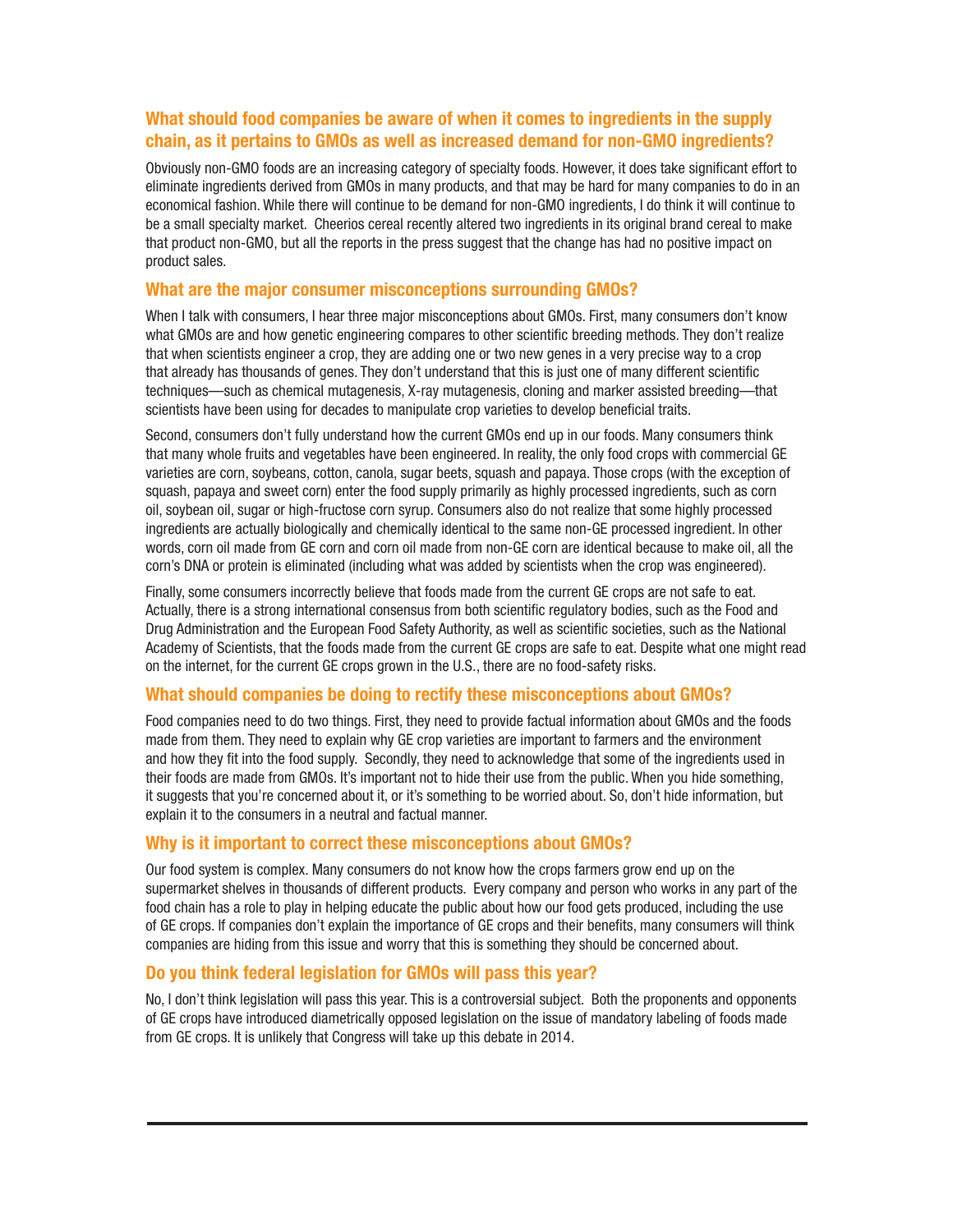## What should food companies be aware of when it comes to ingredients in the supply chain, as it pertains to GMOs as well as increased demand for non-GMO ingredients?

Obviously non-GMO foods are an increasing category of specialty foods. However, it does take significant effort to eliminate ingredients derived from GMOs in many products, and that may be hard for many companies to do in an economical fashion. While there will continue to be demand for non-GMO ingredients, I do think it will continue to be a small specialty market. Cheerios cereal recently altered two ingredients in its original brand cereal to make that product non-GMO, but all the reports in the press suggest that the change has had no positive impact on product sales.

## What are the major consumer misconceptions surrounding GMOs?

When I talk with consumers, I hear three major misconceptions about GMOs. First, many consumers don't know what GMOs are and how genetic engineering compares to other scientific breeding methods. They don't realize that when scientists engineer a crop, they are adding one or two new genes in a very precise way to a crop that already has thousands of genes. They don't understand that this is just one of many different scientific techniques—such as chemical mutagenesis, X-ray mutagenesis, cloning and marker assisted breeding—that scientists have been using for decades to manipulate crop varieties to develop beneficial traits.

Second, consumers don't fully understand how the current GMOs end up in our foods. Many consumers think that many whole fruits and vegetables have been engineered. In reality, the only food crops with commercial GE varieties are corn, soybeans, cotton, canola, sugar beets, squash and papaya. Those crops (with the exception of squash, papaya and sweet corn) enter the food supply primarily as highly processed ingredients, such as corn oil, soybean oil, sugar or high-fructose corn syrup. Consumers also do not realize that some highly processed ingredients are actually biologically and chemically identical to the same non-GE processed ingredient. In other words, corn oil made from GE corn and corn oil made from non-GE corn are identical because to make oil, all the corn's DNA or protein is eliminated (including what was added by scientists when the crop was engineered).

Finally, some consumers incorrectly believe that foods made from the current GE crops are not safe to eat. Actually, there is a strong international consensus from both scientific regulatory bodies, such as the Food and Drug Administration and the European Food Safety Authority, as well as scientific societies, such as the National Academy of Scientists, that the foods made from the current GE crops are safe to eat. Despite what one might read on the internet, for the current GE crops grown in the U.S., there are no food-safety risks.

## What should companies be doing to rectify these misconceptions about GMOs?

Food companies need to do two things. First, they need to provide factual information about GMOs and the foods made from them. They need to explain why GE crop varieties are important to farmers and the environment and how they fit into the food supply. Secondly, they need to acknowledge that some of the ingredients used in their foods are made from GMOs. It's important not to hide their use from the public. When you hide something, it suggests that you're concerned about it, or it's something to be worried about. So, don't hide information, but explain it to the consumers in a neutral and factual manner.

## Why is it important to correct these misconceptions about GMOs?

Our food system is complex. Many consumers do not know how the crops farmers grow end up on the supermarket shelves in thousands of different products. Every company and person who works in any part of the food chain has a role to play in helping educate the public about how our food gets produced, including the use of GE crops. If companies don't explain the importance of GE crops and their benefits, many consumers will think companies are hiding from this issue and worry that this is something they should be concerned about.

## Do you think federal legislation for GMOs will pass this year?

No, I don't think legislation will pass this year. This is a controversial subject. Both the proponents and opponents of GE crops have introduced diametrically opposed legislation on the issue of mandatory labeling of foods made from GE crops. It is unlikely that Congress will take up this debate in 2014.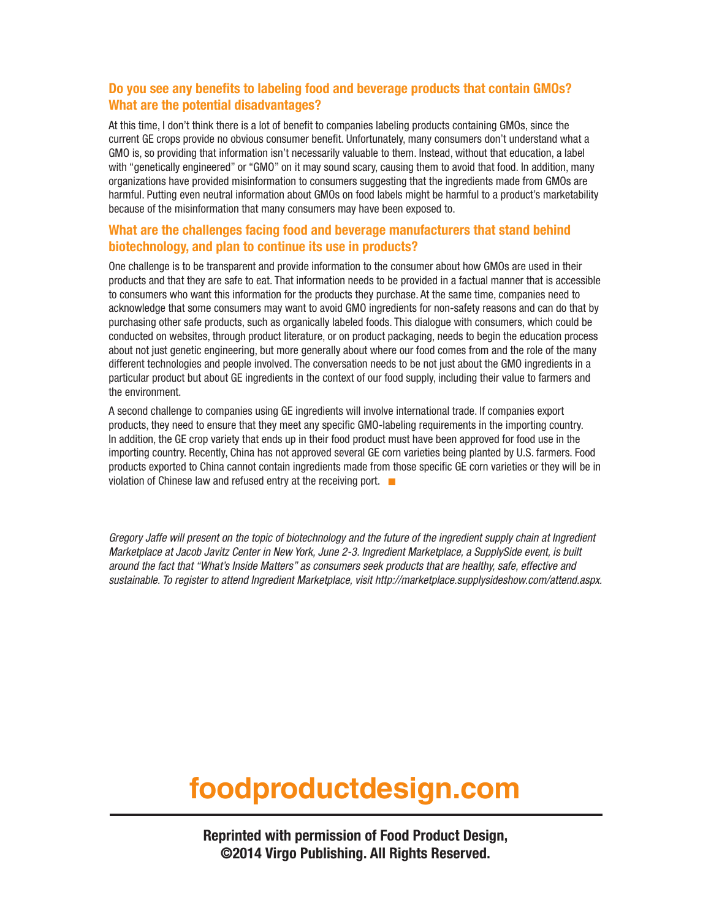## Do you see any benefits to labeling food and beverage products that contain GMOs? What are the potential disadvantages?

At this time, I don't think there is a lot of benefit to companies labeling products containing GMOs, since the current GE crops provide no obvious consumer benefit. Unfortunately, many consumers don't understand what a GMO is, so providing that information isn't necessarily valuable to them. Instead, without that education, a label with "genetically engineered" or "GMO" on it may sound scary, causing them to avoid that food. In addition, many organizations have provided misinformation to consumers suggesting that the ingredients made from GMOs are harmful. Putting even neutral information about GMOs on food labels might be harmful to a product's marketability because of the misinformation that many consumers may have been exposed to.

## What are the challenges facing food and beverage manufacturers that stand behind biotechnology, and plan to continue its use in products?

One challenge is to be transparent and provide information to the consumer about how GMOs are used in their products and that they are safe to eat. That information needs to be provided in a factual manner that is accessible to consumers who want this information for the products they purchase. At the same time, companies need to acknowledge that some consumers may want to avoid GMO ingredients for non-safety reasons and can do that by purchasing other safe products, such as organically labeled foods. This dialogue with consumers, which could be conducted on websites, through product literature, or on product packaging, needs to begin the education process about not just genetic engineering, but more generally about where our food comes from and the role of the many different technologies and people involved. The conversation needs to be not just about the GMO ingredients in a particular product but about GE ingredients in the context of our food supply, including their value to farmers and the environment.

A second challenge to companies using GE ingredients will involve international trade. If companies export products, they need to ensure that they meet any specific GMO-labeling requirements in the importing country. In addition, the GE crop variety that ends up in their food product must have been approved for food use in the importing country. Recently, China has not approved several GE corn varieties being planted by U.S. farmers. Food products exported to China cannot contain ingredients made from those specific GE corn varieties or they will be in violation of Chinese law and refused entry at the receiving port. ■

*Gregory Jaffe will present on the topic of biotechnology and the future of the ingredient supply chain at Ingredient Marketplace at Jacob Javitz Center in New York, June 2-3. Ingredient Marketplace, a SupplySide event, is built around the fact that "What's Inside Matters" as consumers seek products that are healthy, safe, effective and sustainable. To register to attend Ingredient Marketplace, visit http://marketplace.supplysideshow.com/attend.aspx.*

**foodproductdesign.com**

**Reprinted with permission of Food Product Design, ©2014 Virgo Publishing. All Rights Reserved.**